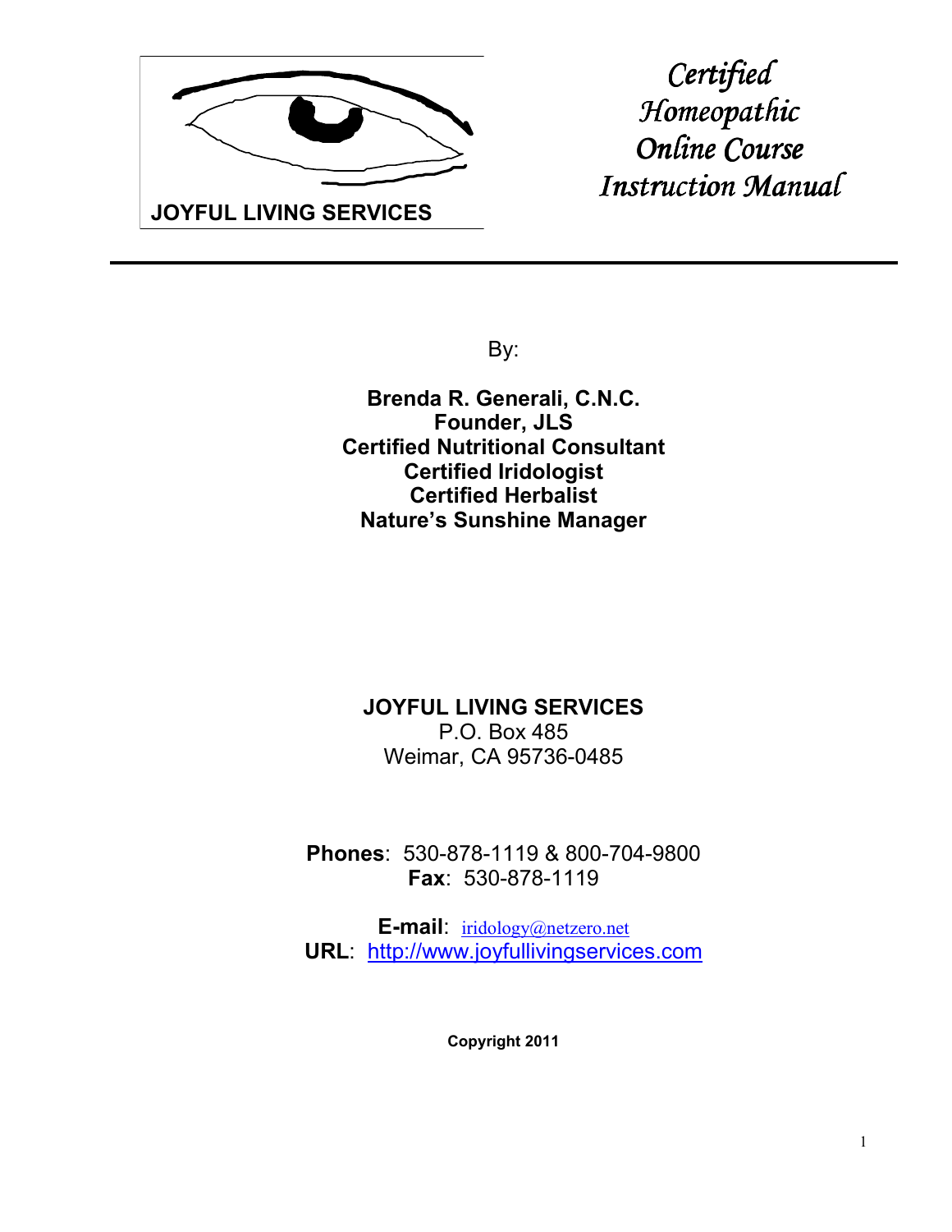JOYFUL LIVING SERVICES

# *Certified Homeopathic Online Course Instruction Manual*

---

By:

**Brenda R. Generali, C.N.C.**
**Founder, JLS**
**Certified Nutritional Consultant**
**Certified Iridologist**
**Certified Herbalist**
**Nature's Sunshine Manager**

**JOYFUL LIVING SERVICES**
P.O. Box 485
Weimar, CA 95736-0485

**Phones**: 530-878-1119 & 800-704-9800
**Fax**: 530-878-1119

**E-mail**: iridology@netzero.net
**URL**: http://www.joyfullivingservices.com

**Copyright 2011**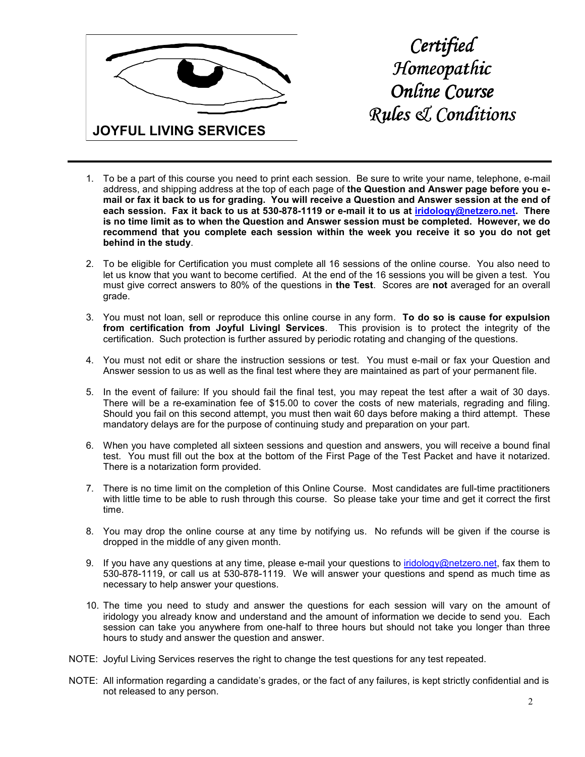JOYFUL LIVING SERVICES

# *Certified Homeopathic Online Course Rules & Conditions*

1. To be a part of this course you need to print each session. Be sure to write your name, telephone, e-mail address, and shipping address at the top of each page of **the Question and Answer page before you e-mail or fax it back to us for grading. You will receive a Question and Answer session at the end of each session. Fax it back to us at 530-878-1119 or e-mail it to us at iridology@netzero.net. There is no time limit as to when the Question and Answer session must be completed. However, we do recommend that you complete each session within the week you receive it so you do not get behind in the study**.

2. To be eligible for Certification you must complete all 16 sessions of the online course. You also need to let us know that you want to become certified. At the end of the 16 sessions you will be given a test. You must give correct answers to 80% of the questions in **the Test**. Scores are **not** averaged for an overall grade.

3. You must not loan, sell or reproduce this online course in any form. **To do so is cause for expulsion from certification from Joyful Livingl Services**. This provision is to protect the integrity of the certification. Such protection is further assured by periodic rotating and changing of the questions.

4. You must not edit or share the instruction sessions or test. You must e-mail or fax your Question and Answer session to us as well as the final test where they are maintained as part of your permanent file.

5. In the event of failure: If you should fail the final test, you may repeat the test after a wait of 30 days. There will be a re-examination fee of $15.00 to cover the costs of new materials, regrading and filing. Should you fail on this second attempt, you must then wait 60 days before making a third attempt. These mandatory delays are for the purpose of continuing study and preparation on your part.

6. When you have completed all sixteen sessions and question and answers, you will receive a bound final test. You must fill out the box at the bottom of the First Page of the Test Packet and have it notarized. There is a notarization form provided.

7. There is no time limit on the completion of this Online Course. Most candidates are full-time practitioners with little time to be able to rush through this course. So please take your time and get it correct the first time.

8. You may drop the online course at any time by notifying us. No refunds will be given if the course is dropped in the middle of any given month.

9. If you have any questions at any time, please e-mail your questions to iridology@netzero.net, fax them to 530-878-1119, or call us at 530-878-1119. We will answer your questions and spend as much time as necessary to help answer your questions.

10. The time you need to study and answer the questions for each session will vary on the amount of iridology you already know and understand and the amount of information we decide to send you. Each session can take you anywhere from one-half to three hours but should not take you longer than three hours to study and answer the question and answer.

NOTE: Joyful Living Services reserves the right to change the test questions for any test repeated.

NOTE: All information regarding a candidate's grades, or the fact of any failures, is kept strictly confidential and is not released to any person.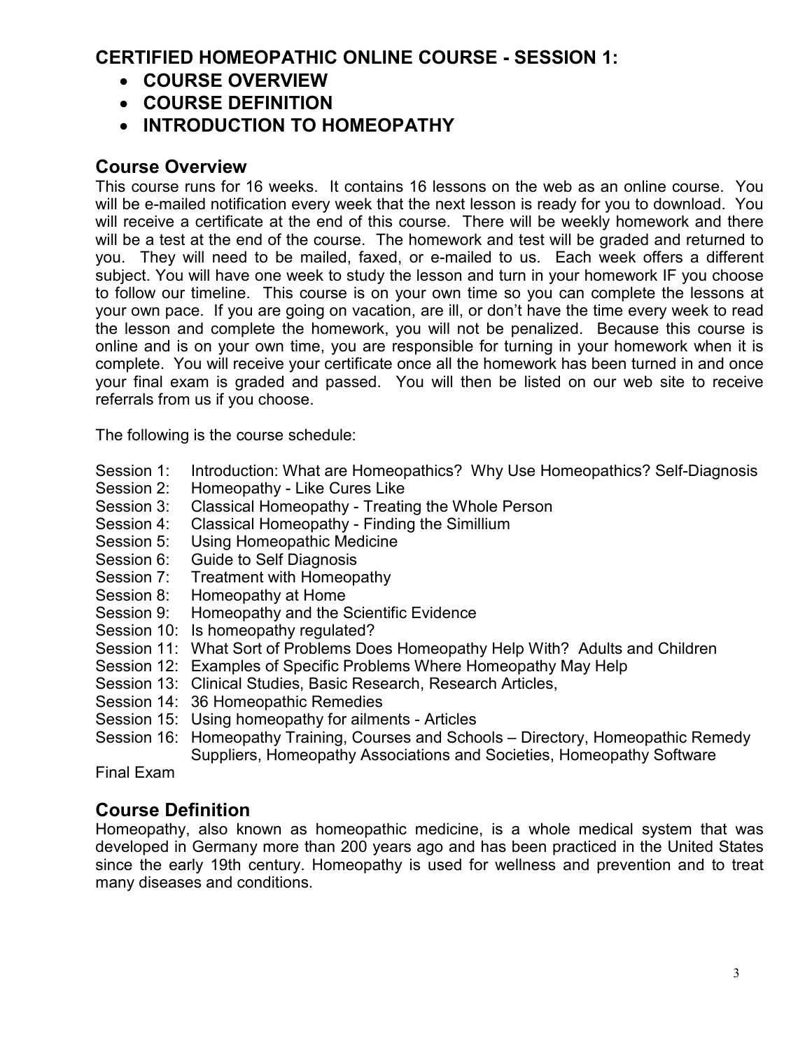## CERTIFIED HOMEOPATHIC ONLINE COURSE - SESSION 1:

- **COURSE OVERVIEW**
- **COURSE DEFINITION**
- **INTRODUCTION TO HOMEOPATHY**

## Course Overview

This course runs for 16 weeks. It contains 16 lessons on the web as an online course. You will be e-mailed notification every week that the next lesson is ready for you to download. You will receive a certificate at the end of this course. There will be weekly homework and there will be a test at the end of the course. The homework and test will be graded and returned to you. They will need to be mailed, faxed, or e-mailed to us. Each week offers a different subject. You will have one week to study the lesson and turn in your homework IF you choose to follow our timeline. This course is on your own time so you can complete the lessons at your own pace. If you are going on vacation, are ill, or don't have the time every week to read the lesson and complete the homework, you will not be penalized. Because this course is online and is on your own time, you are responsible for turning in your homework when it is complete. You will receive your certificate once all the homework has been turned in and once your final exam is graded and passed. You will then be listed on our web site to receive referrals from us if you choose.

The following is the course schedule:

Session 1: Introduction: What are Homeopathics? Why Use Homeopathics? Self-Diagnosis
Session 2: Homeopathy - Like Cures Like
Session 3: Classical Homeopathy - Treating the Whole Person
Session 4: Classical Homeopathy - Finding the Simillium
Session 5: Using Homeopathic Medicine
Session 6: Guide to Self Diagnosis
Session 7: Treatment with Homeopathy
Session 8: Homeopathy at Home
Session 9: Homeopathy and the Scientific Evidence
Session 10: Is homeopathy regulated?
Session 11: What Sort of Problems Does Homeopathy Help With? Adults and Children
Session 12: Examples of Specific Problems Where Homeopathy May Help
Session 13: Clinical Studies, Basic Research, Research Articles,
Session 14: 36 Homeopathic Remedies
Session 15: Using homeopathy for ailments - Articles
Session 16: Homeopathy Training, Courses and Schools – Directory, Homeopathic Remedy Suppliers, Homeopathy Associations and Societies, Homeopathy Software
Final Exam

## Course Definition

Homeopathy, also known as homeopathic medicine, is a whole medical system that was developed in Germany more than 200 years ago and has been practiced in the United States since the early 19th century. Homeopathy is used for wellness and prevention and to treat many diseases and conditions.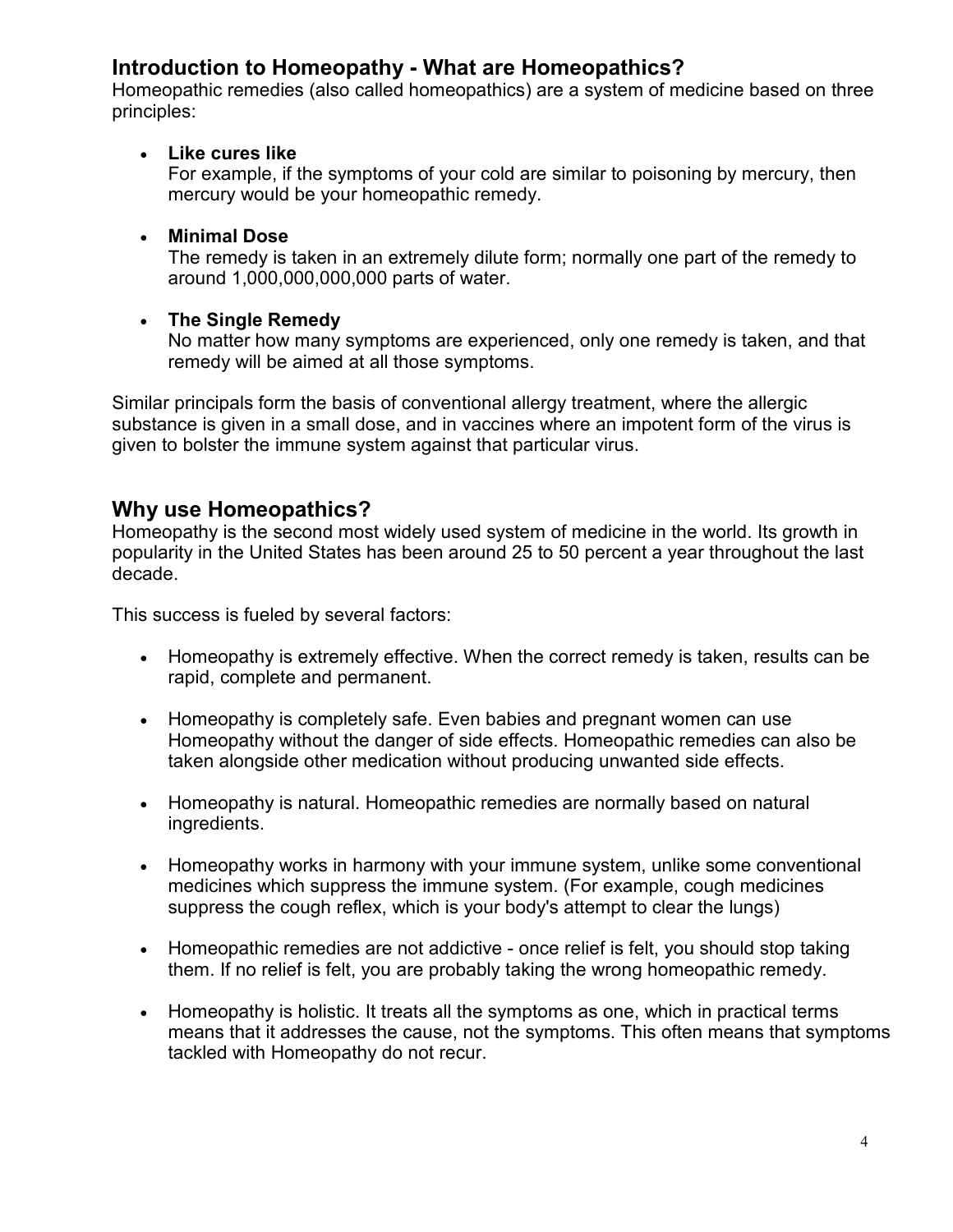## Introduction to Homeopathy - What are Homeopathics?

Homeopathic remedies (also called homeopathics) are a system of medicine based on three principles:

- **Like cures like**
  For example, if the symptoms of your cold are similar to poisoning by mercury, then mercury would be your homeopathic remedy.

- **Minimal Dose**
  The remedy is taken in an extremely dilute form; normally one part of the remedy to around 1,000,000,000,000 parts of water.

- **The Single Remedy**
  No matter how many symptoms are experienced, only one remedy is taken, and that remedy will be aimed at all those symptoms.

Similar principals form the basis of conventional allergy treatment, where the allergic substance is given in a small dose, and in vaccines where an impotent form of the virus is given to bolster the immune system against that particular virus.

## Why use Homeopathics?

Homeopathy is the second most widely used system of medicine in the world. Its growth in popularity in the United States has been around 25 to 50 percent a year throughout the last decade.

This success is fueled by several factors:

- Homeopathy is extremely effective. When the correct remedy is taken, results can be rapid, complete and permanent.

- Homeopathy is completely safe. Even babies and pregnant women can use Homeopathy without the danger of side effects. Homeopathic remedies can also be taken alongside other medication without producing unwanted side effects.

- Homeopathy is natural. Homeopathic remedies are normally based on natural ingredients.

- Homeopathy works in harmony with your immune system, unlike some conventional medicines which suppress the immune system. (For example, cough medicines suppress the cough reflex, which is your body's attempt to clear the lungs)

- Homeopathic remedies are not addictive - once relief is felt, you should stop taking them. If no relief is felt, you are probably taking the wrong homeopathic remedy.

- Homeopathy is holistic. It treats all the symptoms as one, which in practical terms means that it addresses the cause, not the symptoms. This often means that symptoms tackled with Homeopathy do not recur.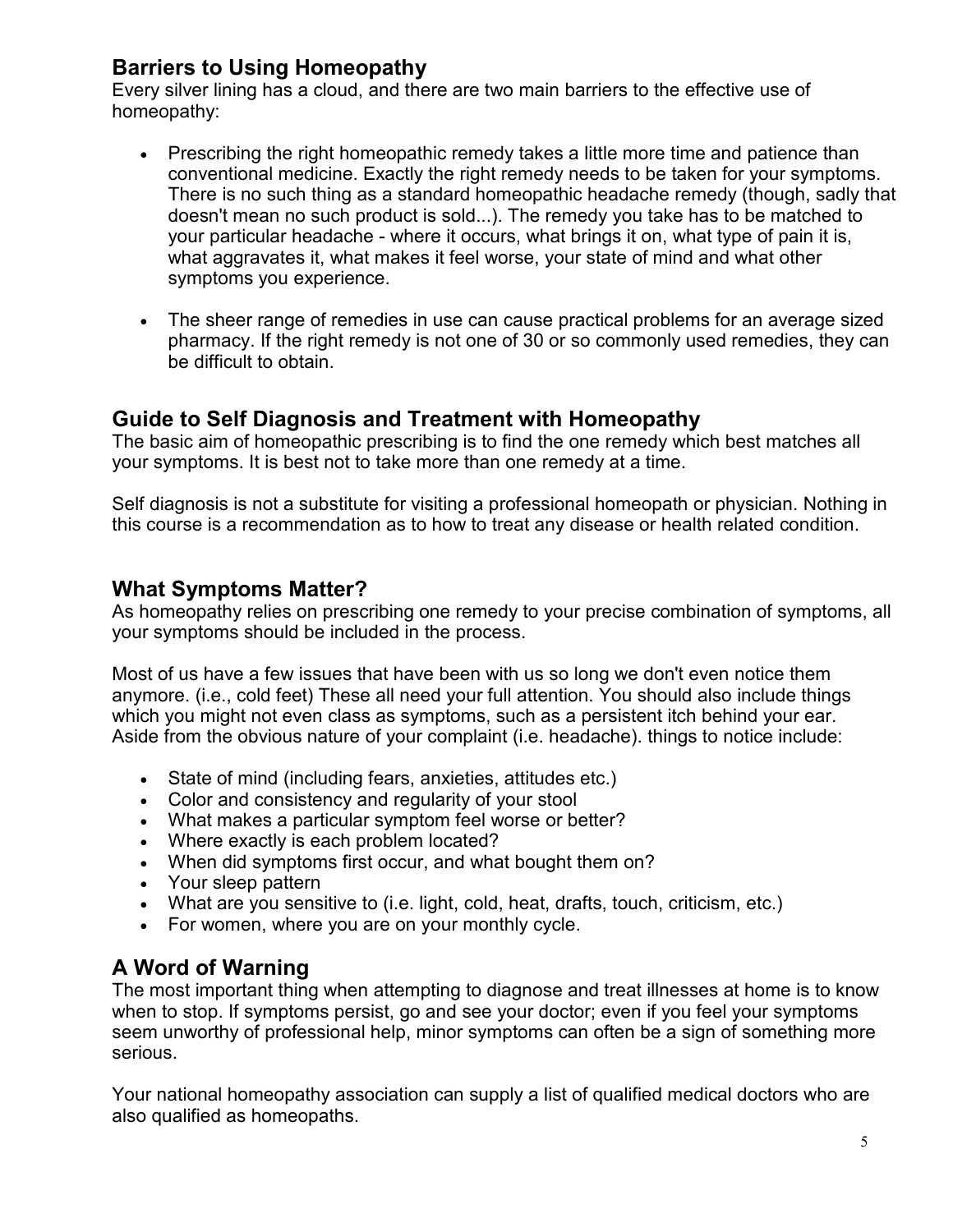## Barriers to Using Homeopathy

Every silver lining has a cloud, and there are two main barriers to the effective use of homeopathy:

- Prescribing the right homeopathic remedy takes a little more time and patience than conventional medicine. Exactly the right remedy needs to be taken for your symptoms. There is no such thing as a standard homeopathic headache remedy (though, sadly that doesn't mean no such product is sold...). The remedy you take has to be matched to your particular headache - where it occurs, what brings it on, what type of pain it is, what aggravates it, what makes it feel worse, your state of mind and what other symptoms you experience.
- The sheer range of remedies in use can cause practical problems for an average sized pharmacy. If the right remedy is not one of 30 or so commonly used remedies, they can be difficult to obtain.

## Guide to Self Diagnosis and Treatment with Homeopathy

The basic aim of homeopathic prescribing is to find the one remedy which best matches all your symptoms. It is best not to take more than one remedy at a time.

Self diagnosis is not a substitute for visiting a professional homeopath or physician. Nothing in this course is a recommendation as to how to treat any disease or health related condition.

## What Symptoms Matter?

As homeopathy relies on prescribing one remedy to your precise combination of symptoms, all your symptoms should be included in the process.

Most of us have a few issues that have been with us so long we don't even notice them anymore. (i.e., cold feet) These all need your full attention. You should also include things which you might not even class as symptoms, such as a persistent itch behind your ear. Aside from the obvious nature of your complaint (i.e. headache). things to notice include:

- State of mind (including fears, anxieties, attitudes etc.)
- Color and consistency and regularity of your stool
- What makes a particular symptom feel worse or better?
- Where exactly is each problem located?
- When did symptoms first occur, and what bought them on?
- Your sleep pattern
- What are you sensitive to (i.e. light, cold, heat, drafts, touch, criticism, etc.)
- For women, where you are on your monthly cycle.

## A Word of Warning

The most important thing when attempting to diagnose and treat illnesses at home is to know when to stop. If symptoms persist, go and see your doctor; even if you feel your symptoms seem unworthy of professional help, minor symptoms can often be a sign of something more serious.

Your national homeopathy association can supply a list of qualified medical doctors who are also qualified as homeopaths.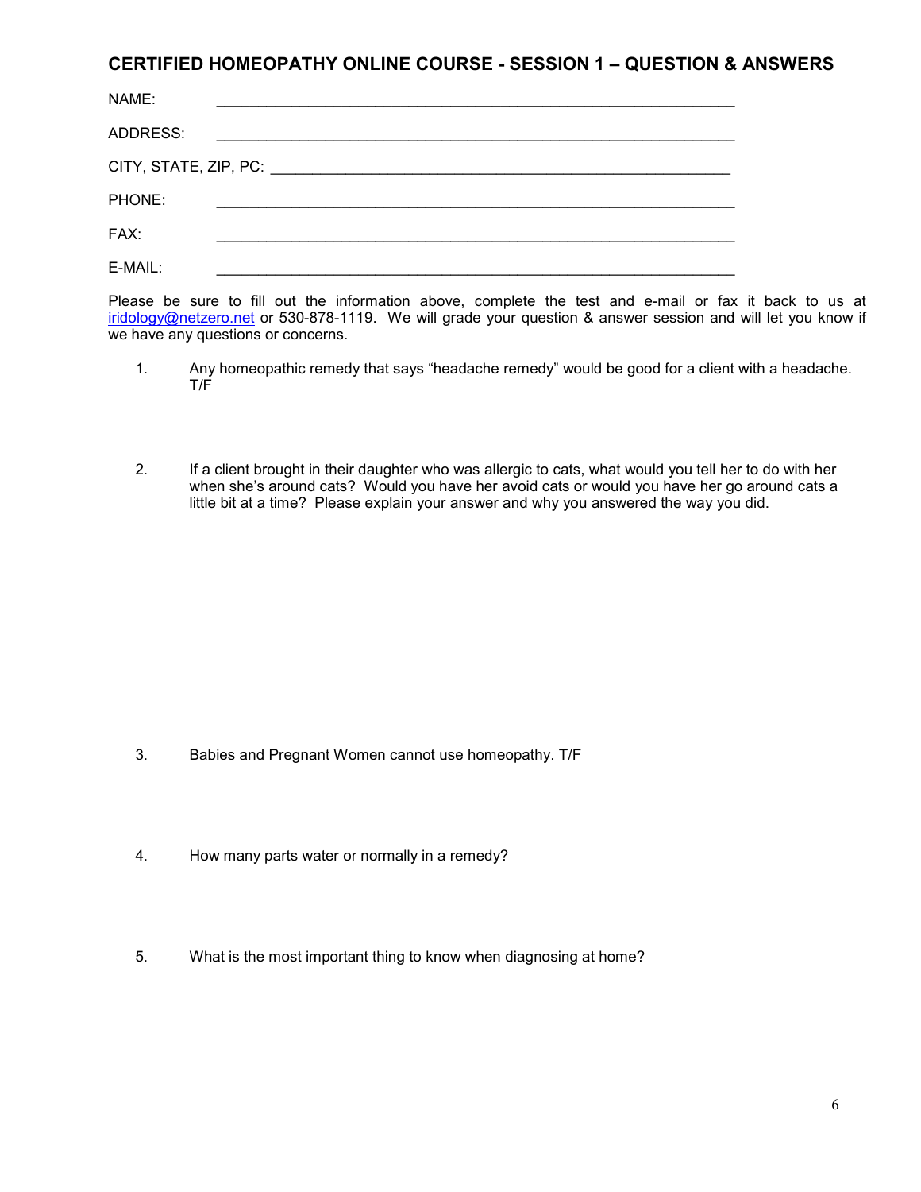## CERTIFIED HOMEOPATHY ONLINE COURSE - SESSION 1 – QUESTION & ANSWERS

NAME: \_\_\_\_\_\_\_\_\_\_\_\_\_\_\_\_\_\_\_\_\_\_\_\_\_\_\_\_\_\_\_\_\_\_\_\_\_\_\_\_\_\_\_\_\_\_\_\_\_\_\_\_\_\_\_\_\_\_\_\_

ADDRESS: \_\_\_\_\_\_\_\_\_\_\_\_\_\_\_\_\_\_\_\_\_\_\_\_\_\_\_\_\_\_\_\_\_\_\_\_\_\_\_\_\_\_\_\_\_\_\_\_\_\_\_\_\_\_\_\_\_\_\_\_

CITY, STATE, ZIP, PC: \_\_\_\_\_\_\_\_\_\_\_\_\_\_\_\_\_\_\_\_\_\_\_\_\_\_\_\_\_\_\_\_\_\_\_\_\_\_\_\_\_\_\_\_\_\_\_\_\_\_\_\_

PHONE: \_\_\_\_\_\_\_\_\_\_\_\_\_\_\_\_\_\_\_\_\_\_\_\_\_\_\_\_\_\_\_\_\_\_\_\_\_\_\_\_\_\_\_\_\_\_\_\_\_\_\_\_\_\_\_\_\_\_\_\_

FAX: \_\_\_\_\_\_\_\_\_\_\_\_\_\_\_\_\_\_\_\_\_\_\_\_\_\_\_\_\_\_\_\_\_\_\_\_\_\_\_\_\_\_\_\_\_\_\_\_\_\_\_\_\_\_\_\_\_\_\_\_

E-MAIL: \_\_\_\_\_\_\_\_\_\_\_\_\_\_\_\_\_\_\_\_\_\_\_\_\_\_\_\_\_\_\_\_\_\_\_\_\_\_\_\_\_\_\_\_\_\_\_\_\_\_\_\_\_\_\_\_\_\_\_\_

Please be sure to fill out the information above, complete the test and e-mail or fax it back to us at iridology@netzero.net or 530-878-1119. We will grade your question & answer session and will let you know if we have any questions or concerns.

1. Any homeopathic remedy that says "headache remedy" would be good for a client with a headache. T/F

2. If a client brought in their daughter who was allergic to cats, what would you tell her to do with her when she's around cats? Would you have her avoid cats or would you have her go around cats a little bit at a time? Please explain your answer and why you answered the way you did.

3. Babies and Pregnant Women cannot use homeopathy. T/F

4. How many parts water or normally in a remedy?

5. What is the most important thing to know when diagnosing at home?